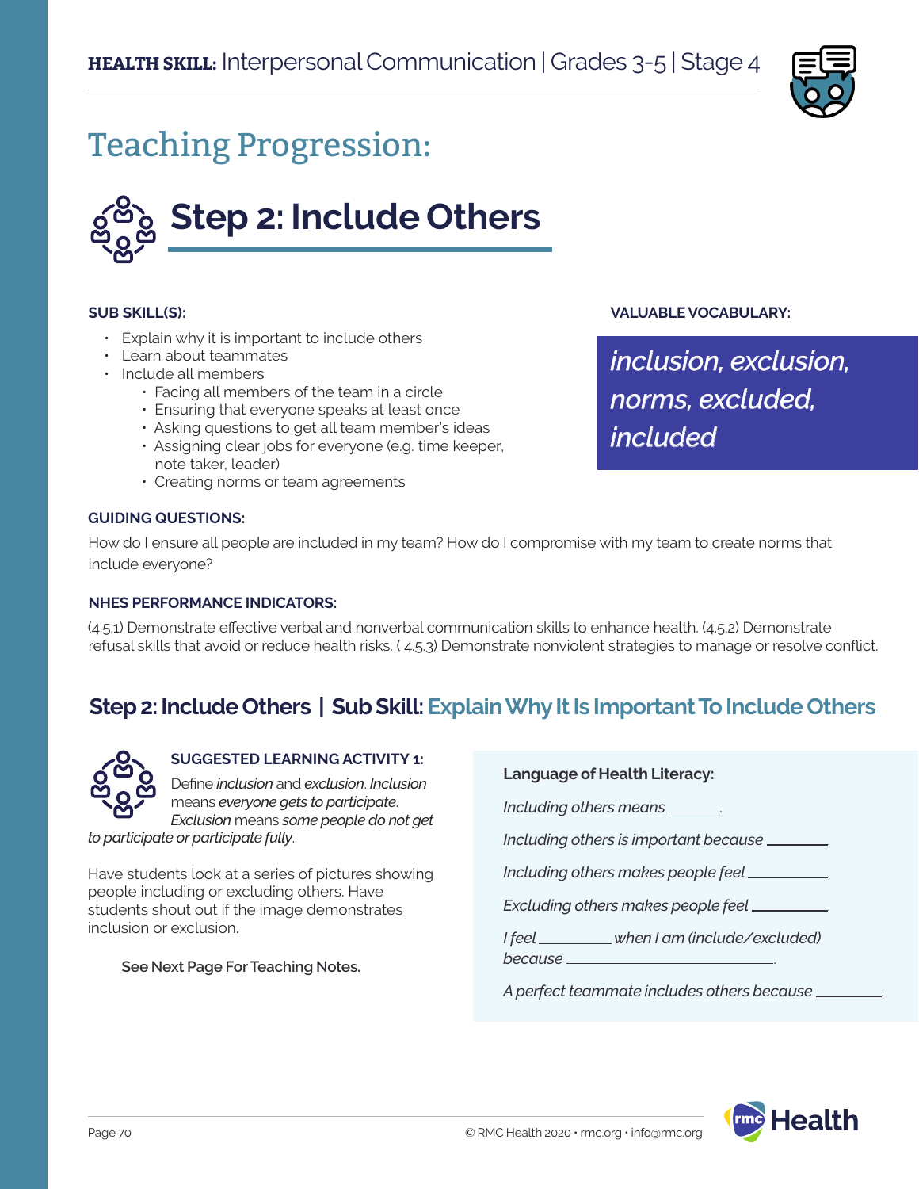**HEALTH SKILL:** Interpersonal Communication | Grades 3-5 | Stage 4

# Teaching Progression:

## Step 2: Include Others

**SUB SKILL(S):**

- Explain why it is important to include others
- Learn about teammates
- Include all members
    - Facing all members of the team in a circle
    - Ensuring that everyone speaks at least once
    - Asking questions to get all team member's ideas
    - Assigning clear jobs for everyone (e.g. time keeper, note taker, leader)
    - Creating norms or team agreements

**VALUABLE VOCABULARY:**

*inclusion, exclusion, norms, excluded, included*

**GUIDING QUESTIONS:**

How do I ensure all people are included in my team? How do I compromise with my team to create norms that include everyone?

**NHES PERFORMANCE INDICATORS:**

(4.5.1) Demonstrate effective verbal and nonverbal communication skills to enhance health. (4.5.2) Demonstrate refusal skills that avoid or reduce health risks. ( 4.5.3) Demonstrate nonviolent strategies to manage or resolve conflict.

### Step 2: Include Others | Sub Skill: Explain Why It Is Important To Include Others

**SUGGESTED LEARNING ACTIVITY 1:**

Define *inclusion* and *exclusion*. *Inclusion* means *everyone gets to participate*. *Exclusion* means *some people do not get to participate or participate fully*.

Have students look at a series of pictures showing people including or excluding others. Have students shout out if the image demonstrates inclusion or exclusion.

**See Next Page For Teaching Notes.**

**Language of Health Literacy:**

*Including others means* _______.

*Including others is important because* ________.

*Including others makes people feel* __________.

*Excluding others makes people feel* __________.

*I feel* _________ *when I am (include/excluded) because* ___________________________.

*A perfect teammate includes others because* ________.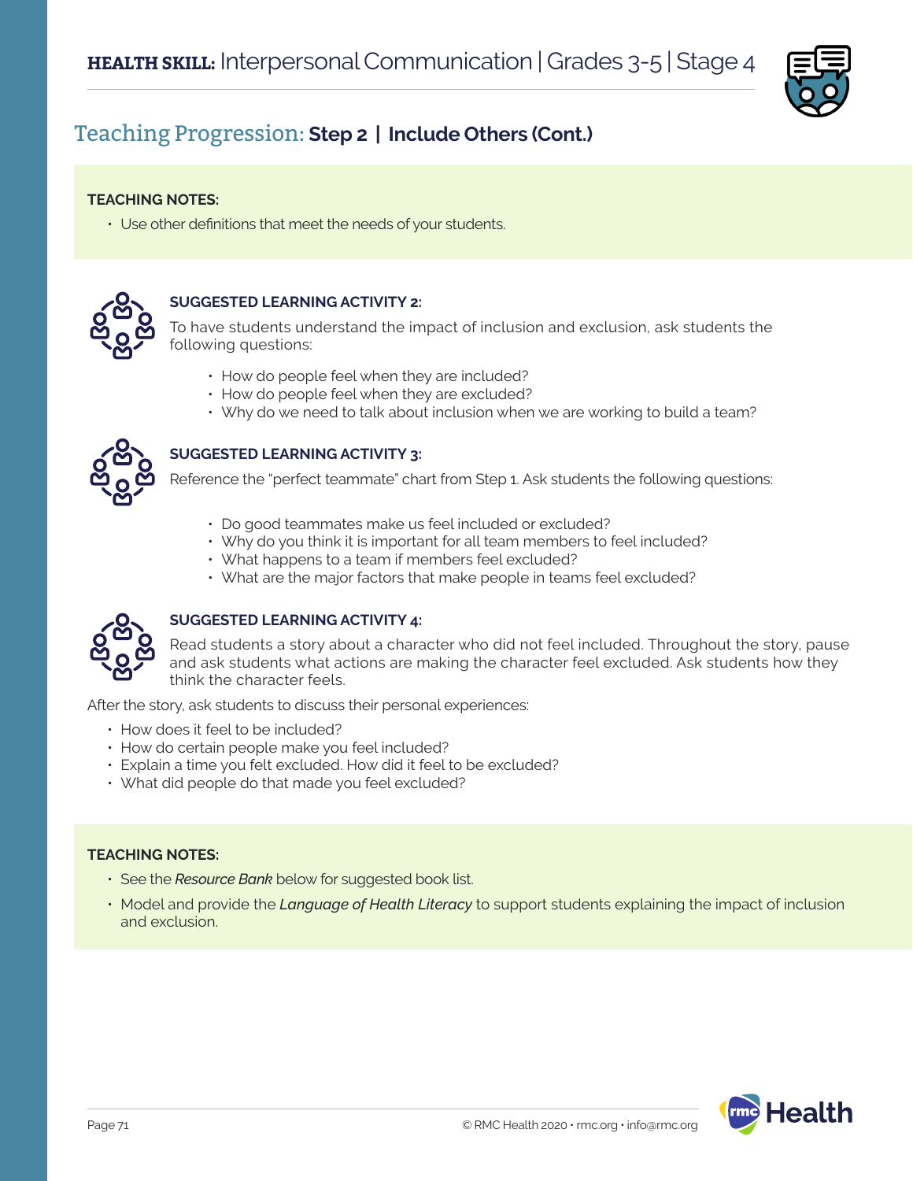## Teaching Progression: **Step 2 | Include Others (Cont.)**

**TEACHING NOTES:**

- Use other definitions that meet the needs of your students.

**SUGGESTED LEARNING ACTIVITY 2:**

To have students understand the impact of inclusion and exclusion, ask students the following questions:

- How do people feel when they are included?
- How do people feel when they are excluded?
- Why do we need to talk about inclusion when we are working to build a team?

**SUGGESTED LEARNING ACTIVITY 3:**

Reference the "perfect teammate" chart from Step 1. Ask students the following questions:

- Do good teammates make us feel included or excluded?
- Why do you think it is important for all team members to feel included?
- What happens to a team if members feel excluded?
- What are the major factors that make people in teams feel excluded?

**SUGGESTED LEARNING ACTIVITY 4:**

Read students a story about a character who did not feel included. Throughout the story, pause and ask students what actions are making the character feel excluded. Ask students how they think the character feels.

After the story, ask students to discuss their personal experiences:

- How does it feel to be included?
- How do certain people make you feel included?
- Explain a time you felt excluded. How did it feel to be excluded?
- What did people do that made you feel excluded?

**TEACHING NOTES:**

- See the *Resource Bank* below for suggested book list.
- Model and provide the *Language of Health Literacy* to support students explaining the impact of inclusion and exclusion.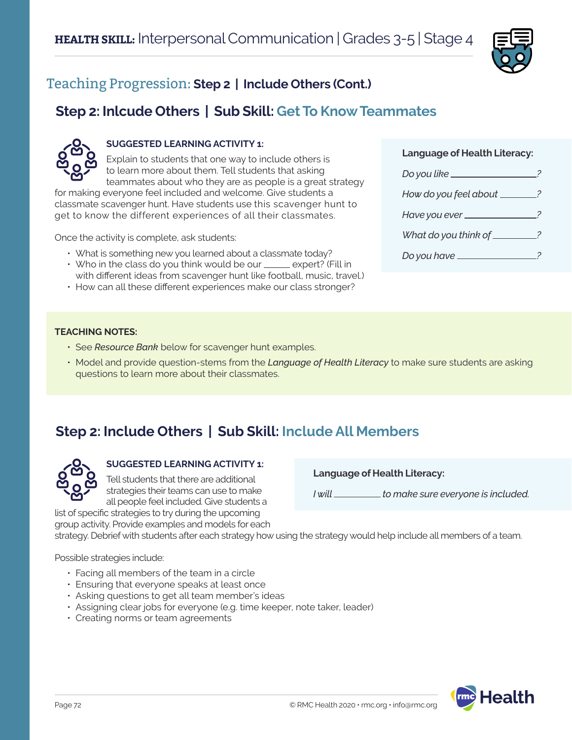# HEALTH SKILL: Interpersonal Communication | Grades 3-5 | Stage 4

## Teaching Progression: Step 2 | Include Others (Cont.)

### Step 2: Inlcude Others | Sub Skill: Get To Know Teammates

**SUGGESTED LEARNING ACTIVITY 1:**

Explain to students that one way to include others is to learn more about them. Tell students that asking teammates about who they are as people is a great strategy for making everyone feel included and welcome. Give students a classmate scavenger hunt. Have students use this scavenger hunt to get to know the different experiences of all their classmates.

Once the activity is complete, ask students:

- What is something new you learned about a classmate today?
- Who in the class do you think would be our _____ expert? (Fill in with different ideas from scavenger hunt like football, music, travel.)
- How can all these different experiences make our class stronger?

**Language of Health Literacy:**

*Do you like ________________?*

*How do you feel about ________?*

*Have you ever ______________?*

*What do you think of _________?*

*Do you have ________________?*

**TEACHING NOTES:**

- See *Resource Bank* below for scavenger hunt examples.
- Model and provide question-stems from the *Language of Health Literacy* to make sure students are asking questions to learn more about their classmates.

### Step 2: Include Others | Sub Skill: Include All Members

**SUGGESTED LEARNING ACTIVITY 1:**

Tell students that there are additional strategies their teams can use to make all people feel included. Give students a list of specific strategies to try during the upcoming group activity. Provide examples and models for each strategy. Debrief with students after each strategy how using the strategy would help include all members of a team.

**Language of Health Literacy:**

*I will __________ to make sure everyone is included.*

Possible strategies include:

- Facing all members of the team in a circle
- Ensuring that everyone speaks at least once
- Asking questions to get all team member's ideas
- Assigning clear jobs for everyone (e.g. time keeper, note taker, leader)
- Creating norms or team agreements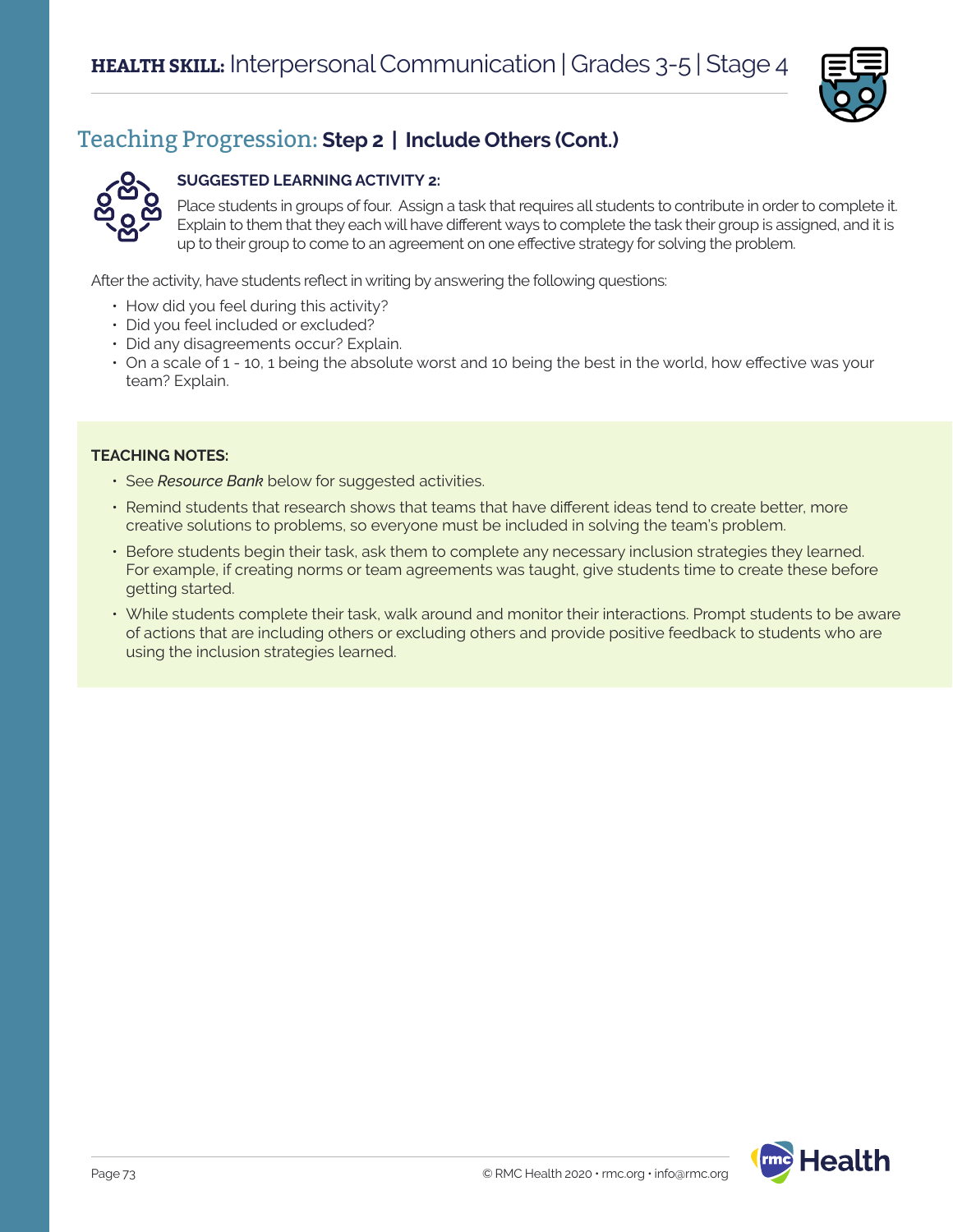# HEALTH SKILL: Interpersonal Communication | Grades 3-5 | Stage 4

## Teaching Progression: Step 2 | Include Others (Cont.)

**SUGGESTED LEARNING ACTIVITY 2:**

Place students in groups of four. Assign a task that requires all students to contribute in order to complete it. Explain to them that they each will have different ways to complete the task their group is assigned, and it is up to their group to come to an agreement on one effective strategy for solving the problem.

After the activity, have students reflect in writing by answering the following questions:

- How did you feel during this activity?
- Did you feel included or excluded?
- Did any disagreements occur? Explain.
- On a scale of 1 - 10, 1 being the absolute worst and 10 being the best in the world, how effective was your team? Explain.

**TEACHING NOTES:**

- See *Resource Bank* below for suggested activities.
- Remind students that research shows that teams that have different ideas tend to create better, more creative solutions to problems, so everyone must be included in solving the team's problem.
- Before students begin their task, ask them to complete any necessary inclusion strategies they learned. For example, if creating norms or team agreements was taught, give students time to create these before getting started.
- While students complete their task, walk around and monitor their interactions. Prompt students to be aware of actions that are including others or excluding others and provide positive feedback to students who are using the inclusion strategies learned.